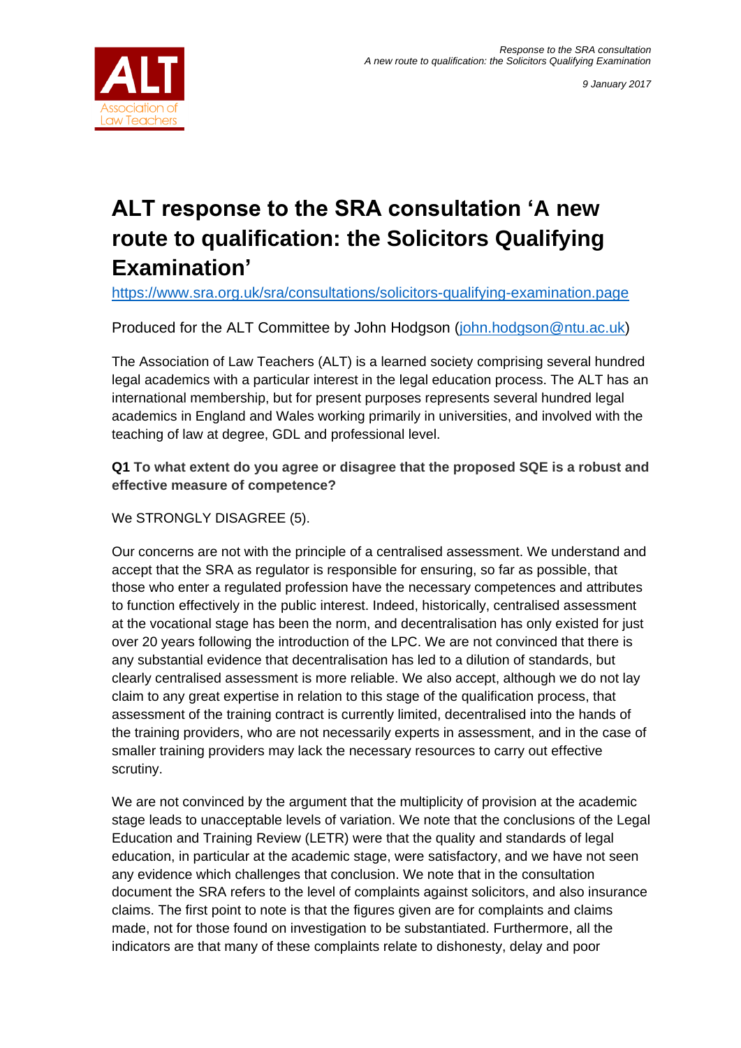*Response to the SRA consultation*
*A new route to qualification: the Solicitors Qualifying Examination*

*9 January 2017*

# ALT response to the SRA consultation 'A new route to qualification: the Solicitors Qualifying Examination'

https://www.sra.org.uk/sra/consultations/solicitors-qualifying-examination.page

Produced for the ALT Committee by John Hodgson (john.hodgson@ntu.ac.uk)

The Association of Law Teachers (ALT) is a learned society comprising several hundred legal academics with a particular interest in the legal education process. The ALT has an international membership, but for present purposes represents several hundred legal academics in England and Wales working primarily in universities, and involved with the teaching of law at degree, GDL and professional level.

**Q1 To what extent do you agree or disagree that the proposed SQE is a robust and effective measure of competence?**

We STRONGLY DISAGREE (5).

Our concerns are not with the principle of a centralised assessment. We understand and accept that the SRA as regulator is responsible for ensuring, so far as possible, that those who enter a regulated profession have the necessary competences and attributes to function effectively in the public interest. Indeed, historically, centralised assessment at the vocational stage has been the norm, and decentralisation has only existed for just over 20 years following the introduction of the LPC. We are not convinced that there is any substantial evidence that decentralisation has led to a dilution of standards, but clearly centralised assessment is more reliable. We also accept, although we do not lay claim to any great expertise in relation to this stage of the qualification process, that assessment of the training contract is currently limited, decentralised into the hands of the training providers, who are not necessarily experts in assessment, and in the case of smaller training providers may lack the necessary resources to carry out effective scrutiny.

We are not convinced by the argument that the multiplicity of provision at the academic stage leads to unacceptable levels of variation. We note that the conclusions of the Legal Education and Training Review (LETR) were that the quality and standards of legal education, in particular at the academic stage, were satisfactory, and we have not seen any evidence which challenges that conclusion. We note that in the consultation document the SRA refers to the level of complaints against solicitors, and also insurance claims. The first point to note is that the figures given are for complaints and claims made, not for those found on investigation to be substantiated. Furthermore, all the indicators are that many of these complaints relate to dishonesty, delay and poor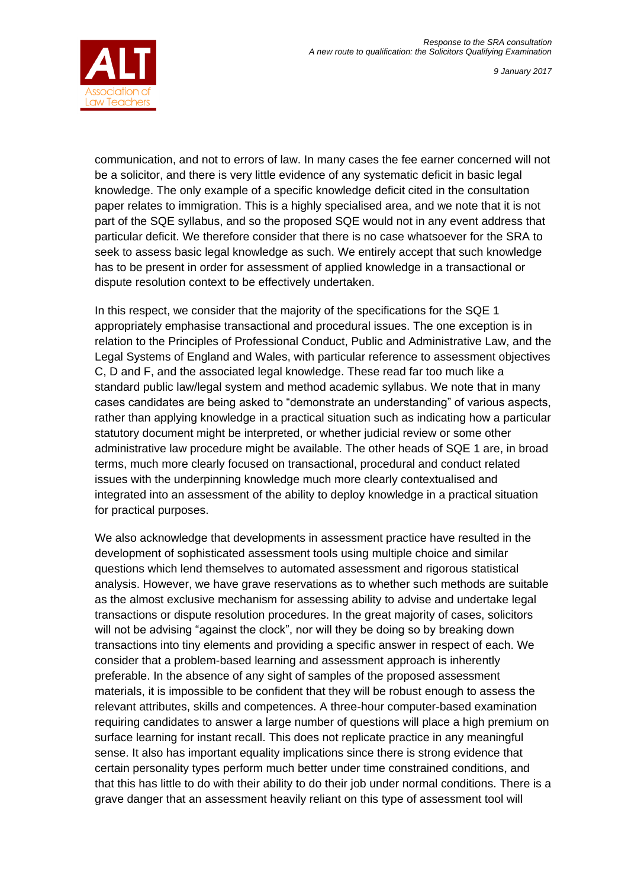communication, and not to errors of law. In many cases the fee earner concerned will not be a solicitor, and there is very little evidence of any systematic deficit in basic legal knowledge. The only example of a specific knowledge deficit cited in the consultation paper relates to immigration. This is a highly specialised area, and we note that it is not part of the SQE syllabus, and so the proposed SQE would not in any event address that particular deficit. We therefore consider that there is no case whatsoever for the SRA to seek to assess basic legal knowledge as such. We entirely accept that such knowledge has to be present in order for assessment of applied knowledge in a transactional or dispute resolution context to be effectively undertaken.

In this respect, we consider that the majority of the specifications for the SQE 1 appropriately emphasise transactional and procedural issues. The one exception is in relation to the Principles of Professional Conduct, Public and Administrative Law, and the Legal Systems of England and Wales, with particular reference to assessment objectives C, D and F, and the associated legal knowledge. These read far too much like a standard public law/legal system and method academic syllabus. We note that in many cases candidates are being asked to "demonstrate an understanding" of various aspects, rather than applying knowledge in a practical situation such as indicating how a particular statutory document might be interpreted, or whether judicial review or some other administrative law procedure might be available. The other heads of SQE 1 are, in broad terms, much more clearly focused on transactional, procedural and conduct related issues with the underpinning knowledge much more clearly contextualised and integrated into an assessment of the ability to deploy knowledge in a practical situation for practical purposes.

We also acknowledge that developments in assessment practice have resulted in the development of sophisticated assessment tools using multiple choice and similar questions which lend themselves to automated assessment and rigorous statistical analysis. However, we have grave reservations as to whether such methods are suitable as the almost exclusive mechanism for assessing ability to advise and undertake legal transactions or dispute resolution procedures. In the great majority of cases, solicitors will not be advising "against the clock", nor will they be doing so by breaking down transactions into tiny elements and providing a specific answer in respect of each. We consider that a problem-based learning and assessment approach is inherently preferable. In the absence of any sight of samples of the proposed assessment materials, it is impossible to be confident that they will be robust enough to assess the relevant attributes, skills and competences. A three-hour computer-based examination requiring candidates to answer a large number of questions will place a high premium on surface learning for instant recall. This does not replicate practice in any meaningful sense. It also has important equality implications since there is strong evidence that certain personality types perform much better under time constrained conditions, and that this has little to do with their ability to do their job under normal conditions. There is a grave danger that an assessment heavily reliant on this type of assessment tool will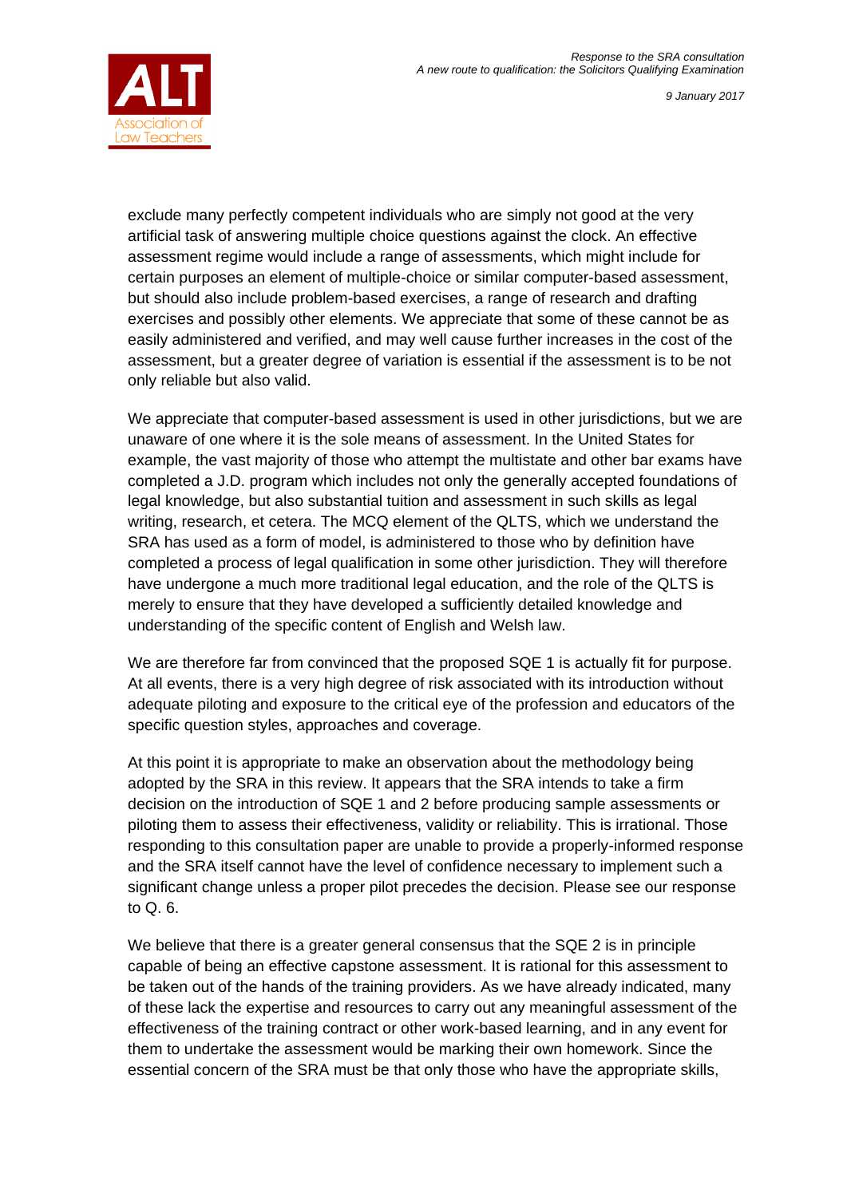exclude many perfectly competent individuals who are simply not good at the very artificial task of answering multiple choice questions against the clock. An effective assessment regime would include a range of assessments, which might include for certain purposes an element of multiple-choice or similar computer-based assessment, but should also include problem-based exercises, a range of research and drafting exercises and possibly other elements. We appreciate that some of these cannot be as easily administered and verified, and may well cause further increases in the cost of the assessment, but a greater degree of variation is essential if the assessment is to be not only reliable but also valid.

We appreciate that computer-based assessment is used in other jurisdictions, but we are unaware of one where it is the sole means of assessment. In the United States for example, the vast majority of those who attempt the multistate and other bar exams have completed a J.D. program which includes not only the generally accepted foundations of legal knowledge, but also substantial tuition and assessment in such skills as legal writing, research, et cetera. The MCQ element of the QLTS, which we understand the SRA has used as a form of model, is administered to those who by definition have completed a process of legal qualification in some other jurisdiction. They will therefore have undergone a much more traditional legal education, and the role of the QLTS is merely to ensure that they have developed a sufficiently detailed knowledge and understanding of the specific content of English and Welsh law.

We are therefore far from convinced that the proposed SQE 1 is actually fit for purpose. At all events, there is a very high degree of risk associated with its introduction without adequate piloting and exposure to the critical eye of the profession and educators of the specific question styles, approaches and coverage.

At this point it is appropriate to make an observation about the methodology being adopted by the SRA in this review. It appears that the SRA intends to take a firm decision on the introduction of SQE 1 and 2 before producing sample assessments or piloting them to assess their effectiveness, validity or reliability. This is irrational. Those responding to this consultation paper are unable to provide a properly-informed response and the SRA itself cannot have the level of confidence necessary to implement such a significant change unless a proper pilot precedes the decision. Please see our response to Q. 6.

We believe that there is a greater general consensus that the SQE 2 is in principle capable of being an effective capstone assessment. It is rational for this assessment to be taken out of the hands of the training providers. As we have already indicated, many of these lack the expertise and resources to carry out any meaningful assessment of the effectiveness of the training contract or other work-based learning, and in any event for them to undertake the assessment would be marking their own homework. Since the essential concern of the SRA must be that only those who have the appropriate skills,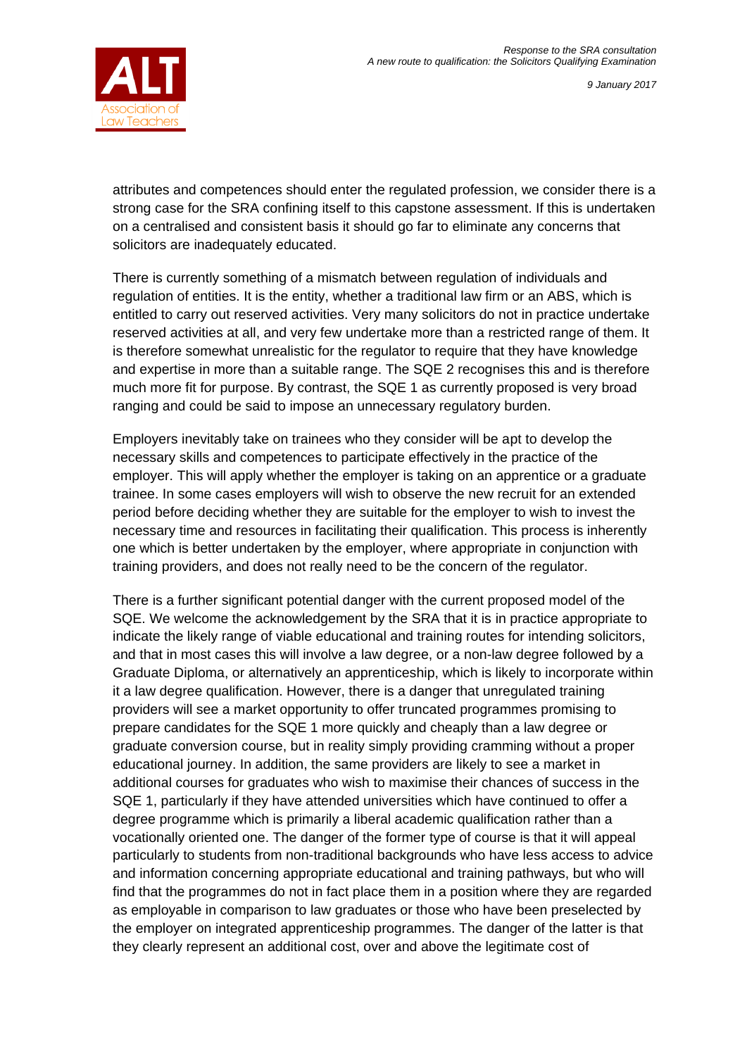attributes and competences should enter the regulated profession, we consider there is a strong case for the SRA confining itself to this capstone assessment. If this is undertaken on a centralised and consistent basis it should go far to eliminate any concerns that solicitors are inadequately educated.

There is currently something of a mismatch between regulation of individuals and regulation of entities. It is the entity, whether a traditional law firm or an ABS, which is entitled to carry out reserved activities. Very many solicitors do not in practice undertake reserved activities at all, and very few undertake more than a restricted range of them. It is therefore somewhat unrealistic for the regulator to require that they have knowledge and expertise in more than a suitable range. The SQE 2 recognises this and is therefore much more fit for purpose. By contrast, the SQE 1 as currently proposed is very broad ranging and could be said to impose an unnecessary regulatory burden.

Employers inevitably take on trainees who they consider will be apt to develop the necessary skills and competences to participate effectively in the practice of the employer. This will apply whether the employer is taking on an apprentice or a graduate trainee. In some cases employers will wish to observe the new recruit for an extended period before deciding whether they are suitable for the employer to wish to invest the necessary time and resources in facilitating their qualification. This process is inherently one which is better undertaken by the employer, where appropriate in conjunction with training providers, and does not really need to be the concern of the regulator.

There is a further significant potential danger with the current proposed model of the SQE. We welcome the acknowledgement by the SRA that it is in practice appropriate to indicate the likely range of viable educational and training routes for intending solicitors, and that in most cases this will involve a law degree, or a non-law degree followed by a Graduate Diploma, or alternatively an apprenticeship, which is likely to incorporate within it a law degree qualification. However, there is a danger that unregulated training providers will see a market opportunity to offer truncated programmes promising to prepare candidates for the SQE 1 more quickly and cheaply than a law degree or graduate conversion course, but in reality simply providing cramming without a proper educational journey. In addition, the same providers are likely to see a market in additional courses for graduates who wish to maximise their chances of success in the SQE 1, particularly if they have attended universities which have continued to offer a degree programme which is primarily a liberal academic qualification rather than a vocationally oriented one. The danger of the former type of course is that it will appeal particularly to students from non-traditional backgrounds who have less access to advice and information concerning appropriate educational and training pathways, but who will find that the programmes do not in fact place them in a position where they are regarded as employable in comparison to law graduates or those who have been preselected by the employer on integrated apprenticeship programmes. The danger of the latter is that they clearly represent an additional cost, over and above the legitimate cost of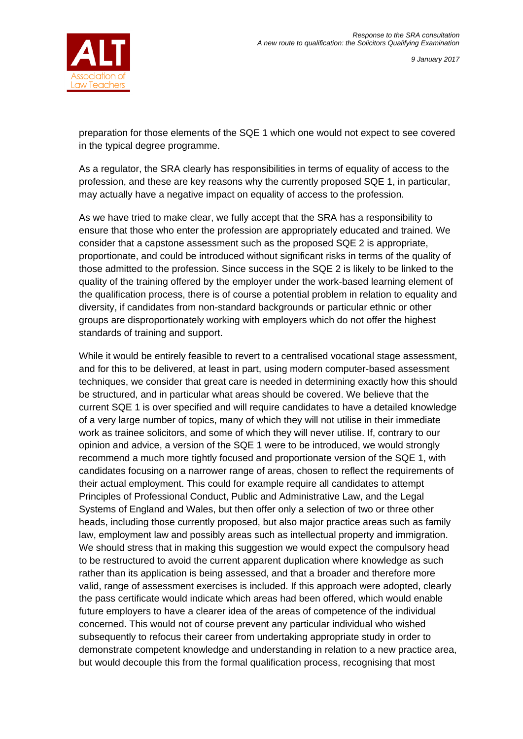preparation for those elements of the SQE 1 which one would not expect to see covered in the typical degree programme.

As a regulator, the SRA clearly has responsibilities in terms of equality of access to the profession, and these are key reasons why the currently proposed SQE 1, in particular, may actually have a negative impact on equality of access to the profession.

As we have tried to make clear, we fully accept that the SRA has a responsibility to ensure that those who enter the profession are appropriately educated and trained. We consider that a capstone assessment such as the proposed SQE 2 is appropriate, proportionate, and could be introduced without significant risks in terms of the quality of those admitted to the profession. Since success in the SQE 2 is likely to be linked to the quality of the training offered by the employer under the work-based learning element of the qualification process, there is of course a potential problem in relation to equality and diversity, if candidates from non-standard backgrounds or particular ethnic or other groups are disproportionately working with employers which do not offer the highest standards of training and support.

While it would be entirely feasible to revert to a centralised vocational stage assessment, and for this to be delivered, at least in part, using modern computer-based assessment techniques, we consider that great care is needed in determining exactly how this should be structured, and in particular what areas should be covered. We believe that the current SQE 1 is over specified and will require candidates to have a detailed knowledge of a very large number of topics, many of which they will not utilise in their immediate work as trainee solicitors, and some of which they will never utilise. If, contrary to our opinion and advice, a version of the SQE 1 were to be introduced, we would strongly recommend a much more tightly focused and proportionate version of the SQE 1, with candidates focusing on a narrower range of areas, chosen to reflect the requirements of their actual employment. This could for example require all candidates to attempt Principles of Professional Conduct, Public and Administrative Law, and the Legal Systems of England and Wales, but then offer only a selection of two or three other heads, including those currently proposed, but also major practice areas such as family law, employment law and possibly areas such as intellectual property and immigration. We should stress that in making this suggestion we would expect the compulsory head to be restructured to avoid the current apparent duplication where knowledge as such rather than its application is being assessed, and that a broader and therefore more valid, range of assessment exercises is included. If this approach were adopted, clearly the pass certificate would indicate which areas had been offered, which would enable future employers to have a clearer idea of the areas of competence of the individual concerned. This would not of course prevent any particular individual who wished subsequently to refocus their career from undertaking appropriate study in order to demonstrate competent knowledge and understanding in relation to a new practice area, but would decouple this from the formal qualification process, recognising that most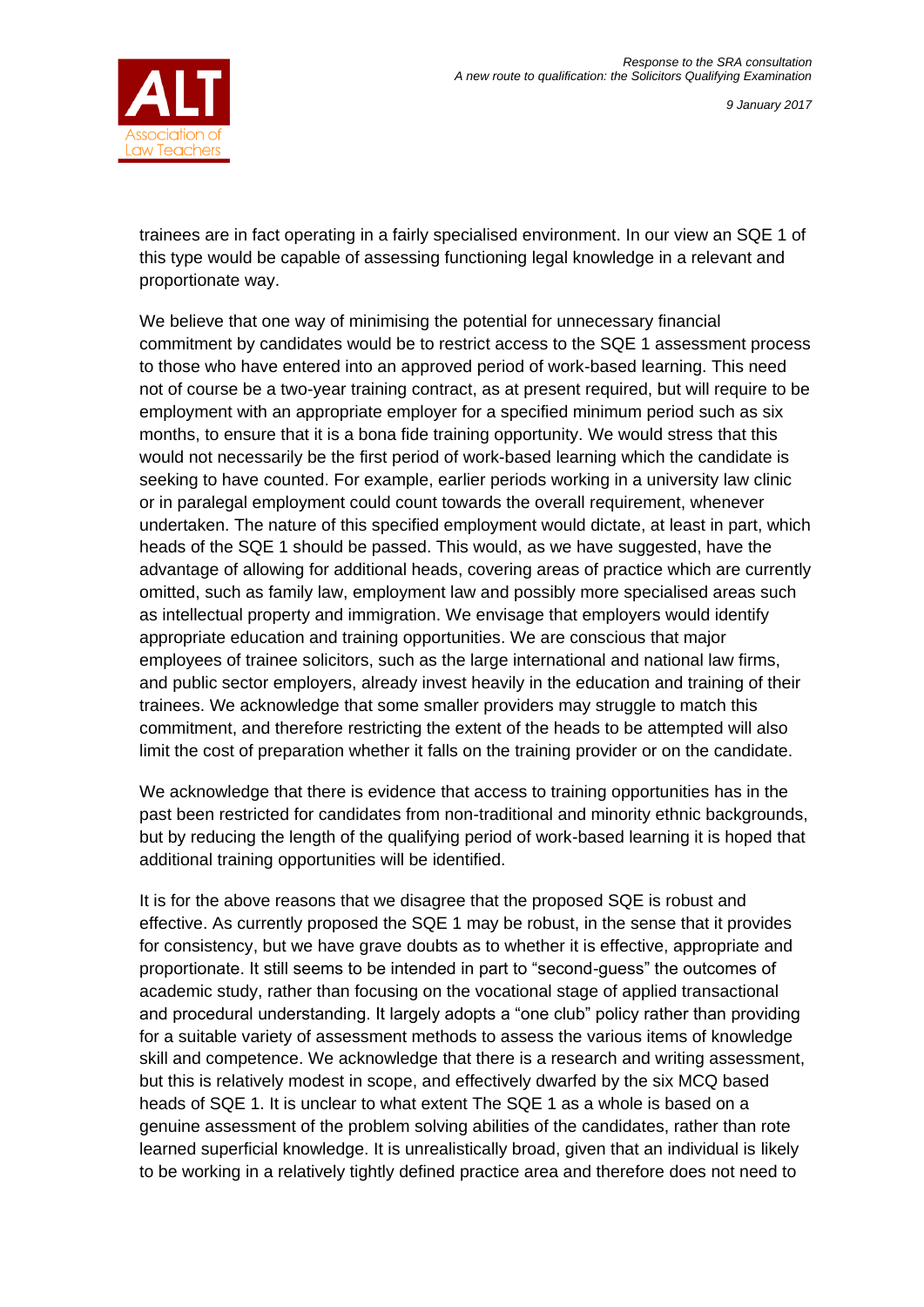trainees are in fact operating in a fairly specialised environment. In our view an SQE 1 of this type would be capable of assessing functioning legal knowledge in a relevant and proportionate way.

We believe that one way of minimising the potential for unnecessary financial commitment by candidates would be to restrict access to the SQE 1 assessment process to those who have entered into an approved period of work-based learning. This need not of course be a two-year training contract, as at present required, but will require to be employment with an appropriate employer for a specified minimum period such as six months, to ensure that it is a bona fide training opportunity. We would stress that this would not necessarily be the first period of work-based learning which the candidate is seeking to have counted. For example, earlier periods working in a university law clinic or in paralegal employment could count towards the overall requirement, whenever undertaken. The nature of this specified employment would dictate, at least in part, which heads of the SQE 1 should be passed. This would, as we have suggested, have the advantage of allowing for additional heads, covering areas of practice which are currently omitted, such as family law, employment law and possibly more specialised areas such as intellectual property and immigration. We envisage that employers would identify appropriate education and training opportunities. We are conscious that major employees of trainee solicitors, such as the large international and national law firms, and public sector employers, already invest heavily in the education and training of their trainees. We acknowledge that some smaller providers may struggle to match this commitment, and therefore restricting the extent of the heads to be attempted will also limit the cost of preparation whether it falls on the training provider or on the candidate.

We acknowledge that there is evidence that access to training opportunities has in the past been restricted for candidates from non-traditional and minority ethnic backgrounds, but by reducing the length of the qualifying period of work-based learning it is hoped that additional training opportunities will be identified.

It is for the above reasons that we disagree that the proposed SQE is robust and effective. As currently proposed the SQE 1 may be robust, in the sense that it provides for consistency, but we have grave doubts as to whether it is effective, appropriate and proportionate. It still seems to be intended in part to "second-guess" the outcomes of academic study, rather than focusing on the vocational stage of applied transactional and procedural understanding. It largely adopts a "one club" policy rather than providing for a suitable variety of assessment methods to assess the various items of knowledge skill and competence. We acknowledge that there is a research and writing assessment, but this is relatively modest in scope, and effectively dwarfed by the six MCQ based heads of SQE 1. It is unclear to what extent The SQE 1 as a whole is based on a genuine assessment of the problem solving abilities of the candidates, rather than rote learned superficial knowledge. It is unrealistically broad, given that an individual is likely to be working in a relatively tightly defined practice area and therefore does not need to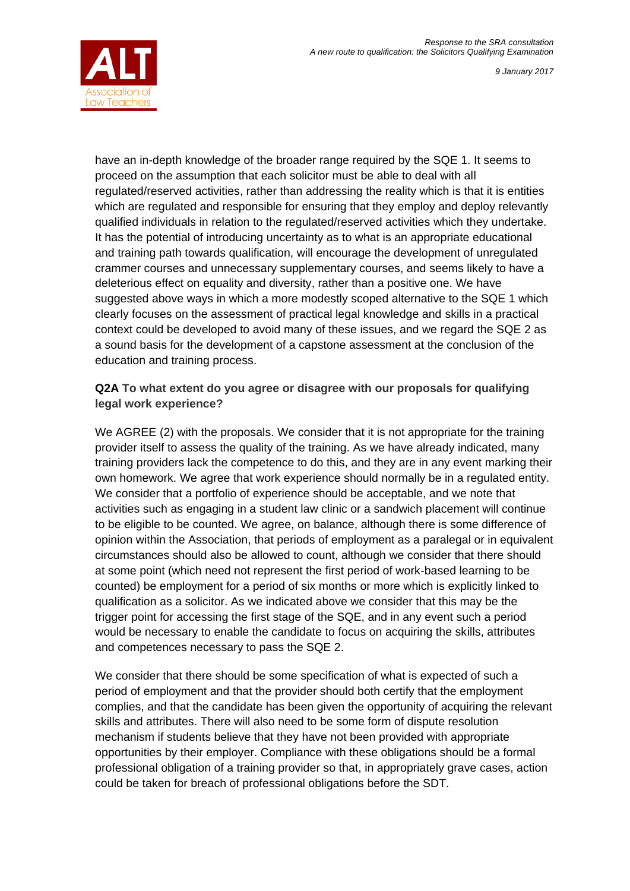have an in-depth knowledge of the broader range required by the SQE 1. It seems to proceed on the assumption that each solicitor must be able to deal with all regulated/reserved activities, rather than addressing the reality which is that it is entities which are regulated and responsible for ensuring that they employ and deploy relevantly qualified individuals in relation to the regulated/reserved activities which they undertake. It has the potential of introducing uncertainty as to what is an appropriate educational and training path towards qualification, will encourage the development of unregulated crammer courses and unnecessary supplementary courses, and seems likely to have a deleterious effect on equality and diversity, rather than a positive one. We have suggested above ways in which a more modestly scoped alternative to the SQE 1 which clearly focuses on the assessment of practical legal knowledge and skills in a practical context could be developed to avoid many of these issues, and we regard the SQE 2 as a sound basis for the development of a capstone assessment at the conclusion of the education and training process.

**Q2A To what extent do you agree or disagree with our proposals for qualifying legal work experience?**

We AGREE (2) with the proposals. We consider that it is not appropriate for the training provider itself to assess the quality of the training. As we have already indicated, many training providers lack the competence to do this, and they are in any event marking their own homework. We agree that work experience should normally be in a regulated entity. We consider that a portfolio of experience should be acceptable, and we note that activities such as engaging in a student law clinic or a sandwich placement will continue to be eligible to be counted. We agree, on balance, although there is some difference of opinion within the Association, that periods of employment as a paralegal or in equivalent circumstances should also be allowed to count, although we consider that there should at some point (which need not represent the first period of work-based learning to be counted) be employment for a period of six months or more which is explicitly linked to qualification as a solicitor. As we indicated above we consider that this may be the trigger point for accessing the first stage of the SQE, and in any event such a period would be necessary to enable the candidate to focus on acquiring the skills, attributes and competences necessary to pass the SQE 2.

We consider that there should be some specification of what is expected of such a period of employment and that the provider should both certify that the employment complies, and that the candidate has been given the opportunity of acquiring the relevant skills and attributes. There will also need to be some form of dispute resolution mechanism if students believe that they have not been provided with appropriate opportunities by their employer. Compliance with these obligations should be a formal professional obligation of a training provider so that, in appropriately grave cases, action could be taken for breach of professional obligations before the SDT.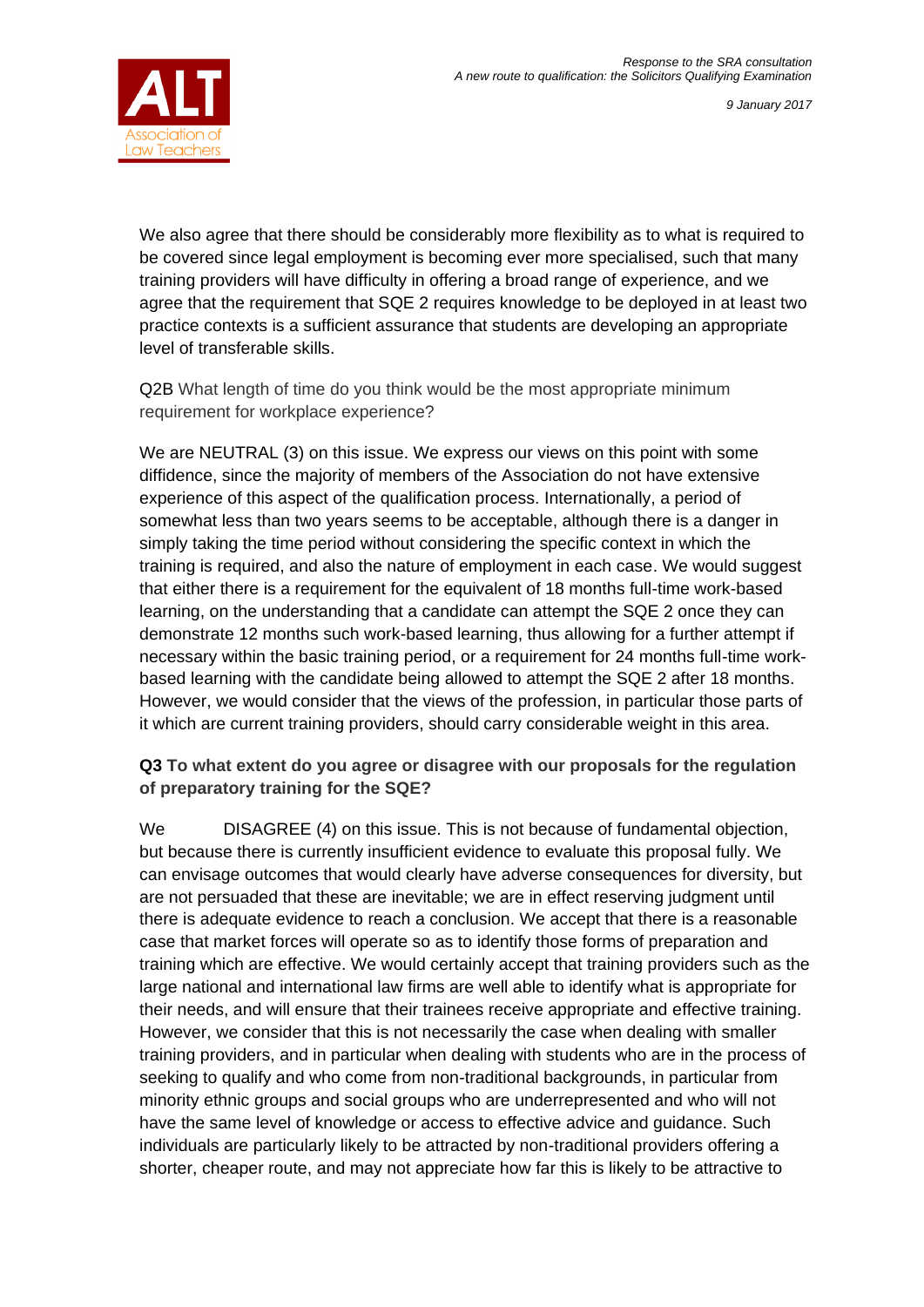We also agree that there should be considerably more flexibility as to what is required to be covered since legal employment is becoming ever more specialised, such that many training providers will have difficulty in offering a broad range of experience, and we agree that the requirement that SQE 2 requires knowledge to be deployed in at least two practice contexts is a sufficient assurance that students are developing an appropriate level of transferable skills.

Q2B What length of time do you think would be the most appropriate minimum requirement for workplace experience?

We are NEUTRAL (3) on this issue. We express our views on this point with some diffidence, since the majority of members of the Association do not have extensive experience of this aspect of the qualification process. Internationally, a period of somewhat less than two years seems to be acceptable, although there is a danger in simply taking the time period without considering the specific context in which the training is required, and also the nature of employment in each case. We would suggest that either there is a requirement for the equivalent of 18 months full-time work-based learning, on the understanding that a candidate can attempt the SQE 2 once they can demonstrate 12 months such work-based learning, thus allowing for a further attempt if necessary within the basic training period, or a requirement for 24 months full-time work-based learning with the candidate being allowed to attempt the SQE 2 after 18 months. However, we would consider that the views of the profession, in particular those parts of it which are current training providers, should carry considerable weight in this area.

**Q3 To what extent do you agree or disagree with our proposals for the regulation of preparatory training for the SQE?**

We DISAGREE (4) on this issue. This is not because of fundamental objection, but because there is currently insufficient evidence to evaluate this proposal fully. We can envisage outcomes that would clearly have adverse consequences for diversity, but are not persuaded that these are inevitable; we are in effect reserving judgment until there is adequate evidence to reach a conclusion. We accept that there is a reasonable case that market forces will operate so as to identify those forms of preparation and training which are effective. We would certainly accept that training providers such as the large national and international law firms are well able to identify what is appropriate for their needs, and will ensure that their trainees receive appropriate and effective training. However, we consider that this is not necessarily the case when dealing with smaller training providers, and in particular when dealing with students who are in the process of seeking to qualify and who come from non-traditional backgrounds, in particular from minority ethnic groups and social groups who are underrepresented and who will not have the same level of knowledge or access to effective advice and guidance. Such individuals are particularly likely to be attracted by non-traditional providers offering a shorter, cheaper route, and may not appreciate how far this is likely to be attractive to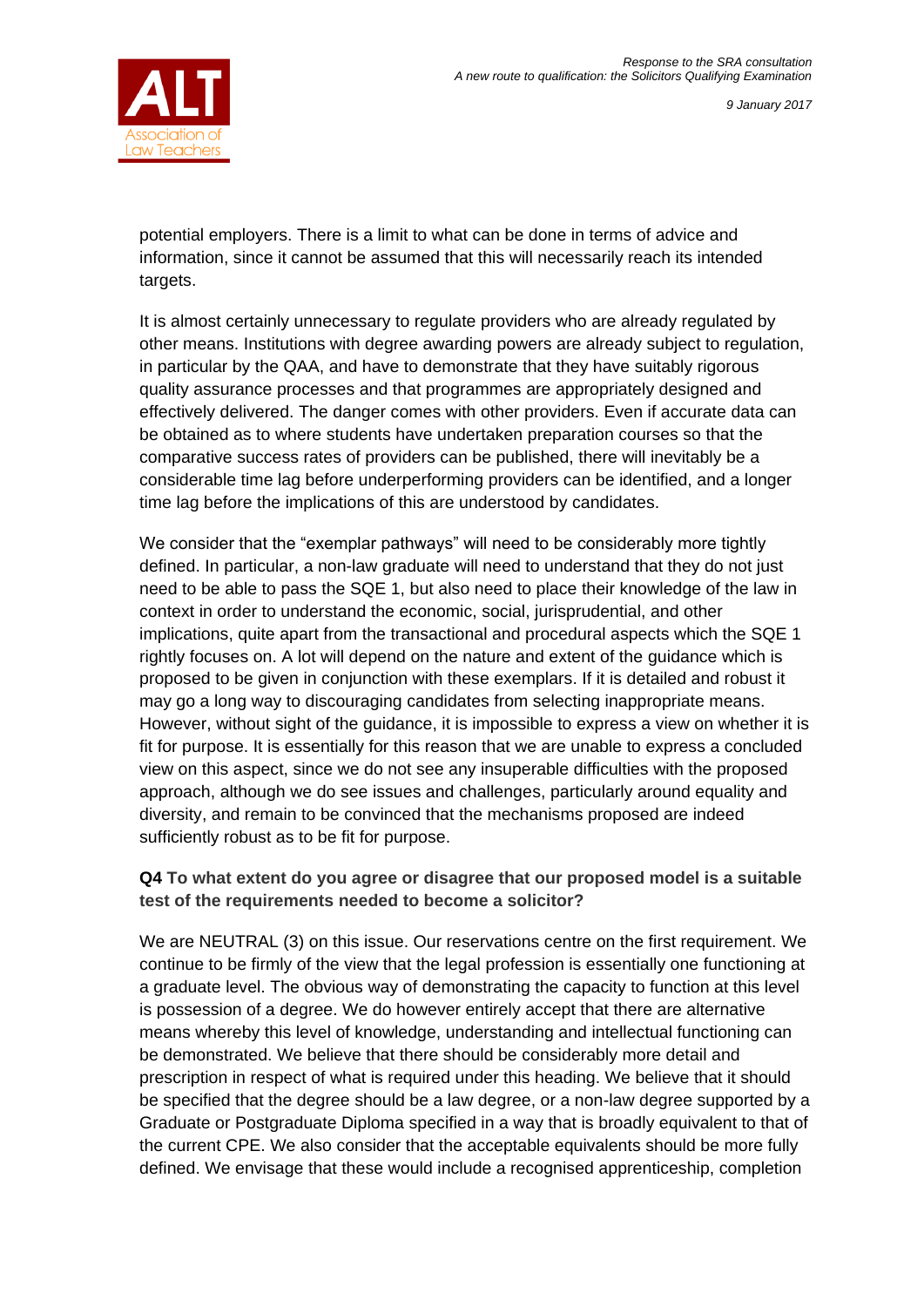potential employers. There is a limit to what can be done in terms of advice and information, since it cannot be assumed that this will necessarily reach its intended targets.

It is almost certainly unnecessary to regulate providers who are already regulated by other means. Institutions with degree awarding powers are already subject to regulation, in particular by the QAA, and have to demonstrate that they have suitably rigorous quality assurance processes and that programmes are appropriately designed and effectively delivered. The danger comes with other providers. Even if accurate data can be obtained as to where students have undertaken preparation courses so that the comparative success rates of providers can be published, there will inevitably be a considerable time lag before underperforming providers can be identified, and a longer time lag before the implications of this are understood by candidates.

We consider that the "exemplar pathways" will need to be considerably more tightly defined. In particular, a non-law graduate will need to understand that they do not just need to be able to pass the SQE 1, but also need to place their knowledge of the law in context in order to understand the economic, social, jurisprudential, and other implications, quite apart from the transactional and procedural aspects which the SQE 1 rightly focuses on. A lot will depend on the nature and extent of the guidance which is proposed to be given in conjunction with these exemplars. If it is detailed and robust it may go a long way to discouraging candidates from selecting inappropriate means. However, without sight of the guidance, it is impossible to express a view on whether it is fit for purpose. It is essentially for this reason that we are unable to express a concluded view on this aspect, since we do not see any insuperable difficulties with the proposed approach, although we do see issues and challenges, particularly around equality and diversity, and remain to be convinced that the mechanisms proposed are indeed sufficiently robust as to be fit for purpose.

**Q4 To what extent do you agree or disagree that our proposed model is a suitable test of the requirements needed to become a solicitor?**

We are NEUTRAL (3) on this issue. Our reservations centre on the first requirement. We continue to be firmly of the view that the legal profession is essentially one functioning at a graduate level. The obvious way of demonstrating the capacity to function at this level is possession of a degree. We do however entirely accept that there are alternative means whereby this level of knowledge, understanding and intellectual functioning can be demonstrated. We believe that there should be considerably more detail and prescription in respect of what is required under this heading. We believe that it should be specified that the degree should be a law degree, or a non-law degree supported by a Graduate or Postgraduate Diploma specified in a way that is broadly equivalent to that of the current CPE. We also consider that the acceptable equivalents should be more fully defined. We envisage that these would include a recognised apprenticeship, completion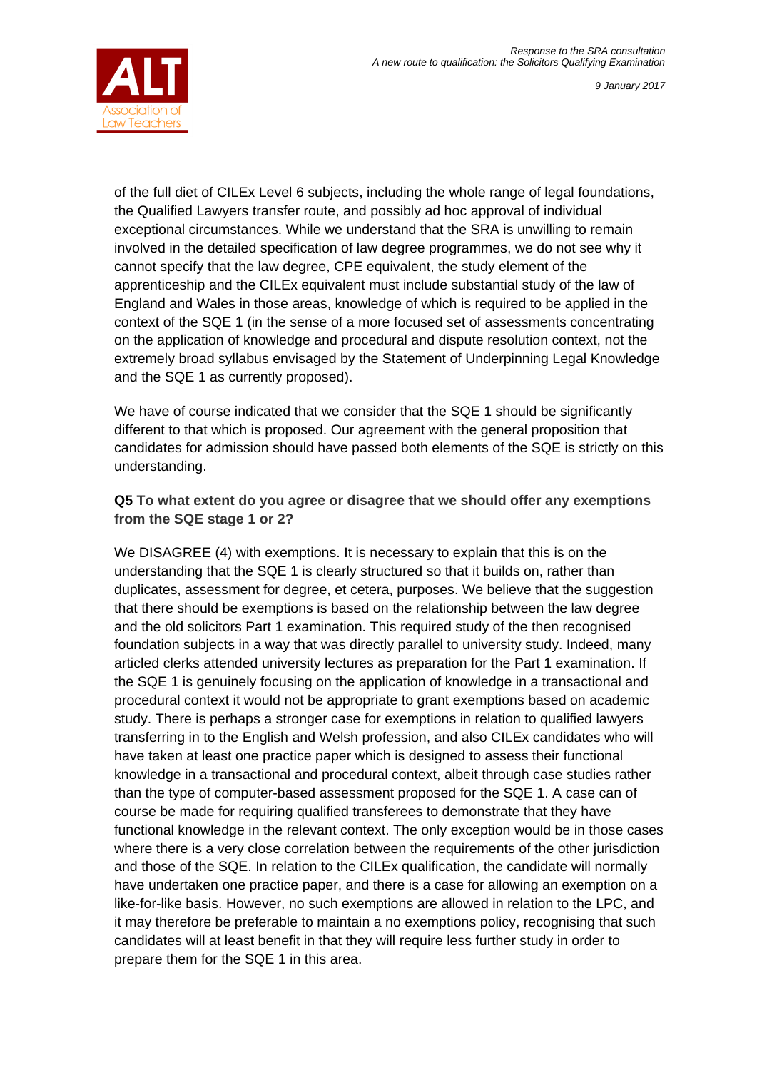of the full diet of CILEx Level 6 subjects, including the whole range of legal foundations, the Qualified Lawyers transfer route, and possibly ad hoc approval of individual exceptional circumstances. While we understand that the SRA is unwilling to remain involved in the detailed specification of law degree programmes, we do not see why it cannot specify that the law degree, CPE equivalent, the study element of the apprenticeship and the CILEx equivalent must include substantial study of the law of England and Wales in those areas, knowledge of which is required to be applied in the context of the SQE 1 (in the sense of a more focused set of assessments concentrating on the application of knowledge and procedural and dispute resolution context, not the extremely broad syllabus envisaged by the Statement of Underpinning Legal Knowledge and the SQE 1 as currently proposed).

We have of course indicated that we consider that the SQE 1 should be significantly different to that which is proposed. Our agreement with the general proposition that candidates for admission should have passed both elements of the SQE is strictly on this understanding.

**Q5 To what extent do you agree or disagree that we should offer any exemptions from the SQE stage 1 or 2?**

We DISAGREE (4) with exemptions. It is necessary to explain that this is on the understanding that the SQE 1 is clearly structured so that it builds on, rather than duplicates, assessment for degree, et cetera, purposes. We believe that the suggestion that there should be exemptions is based on the relationship between the law degree and the old solicitors Part 1 examination. This required study of the then recognised foundation subjects in a way that was directly parallel to university study. Indeed, many articled clerks attended university lectures as preparation for the Part 1 examination. If the SQE 1 is genuinely focusing on the application of knowledge in a transactional and procedural context it would not be appropriate to grant exemptions based on academic study. There is perhaps a stronger case for exemptions in relation to qualified lawyers transferring in to the English and Welsh profession, and also CILEx candidates who will have taken at least one practice paper which is designed to assess their functional knowledge in a transactional and procedural context, albeit through case studies rather than the type of computer-based assessment proposed for the SQE 1. A case can of course be made for requiring qualified transferees to demonstrate that they have functional knowledge in the relevant context. The only exception would be in those cases where there is a very close correlation between the requirements of the other jurisdiction and those of the SQE. In relation to the CILEx qualification, the candidate will normally have undertaken one practice paper, and there is a case for allowing an exemption on a like-for-like basis. However, no such exemptions are allowed in relation to the LPC, and it may therefore be preferable to maintain a no exemptions policy, recognising that such candidates will at least benefit in that they will require less further study in order to prepare them for the SQE 1 in this area.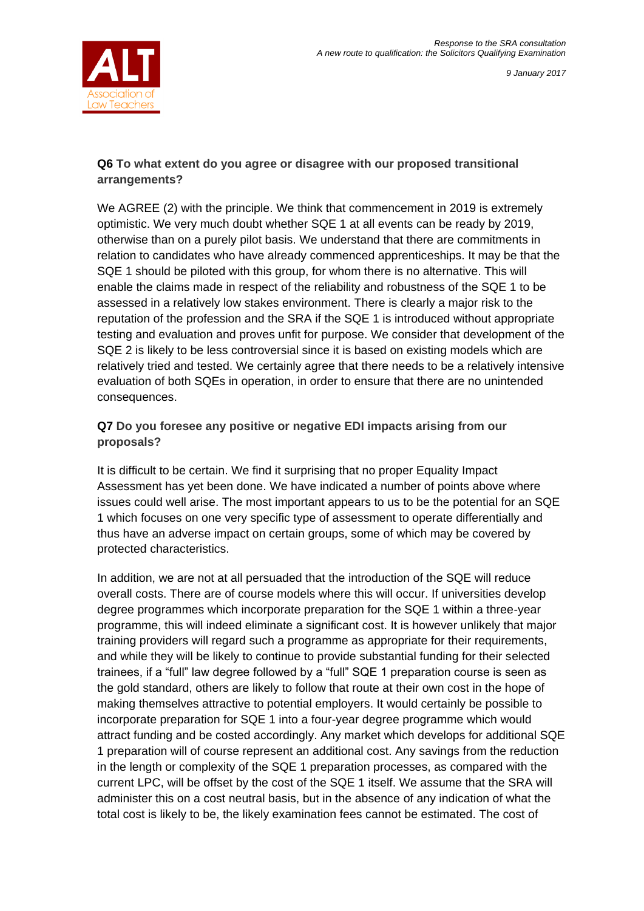**Q6 To what extent do you agree or disagree with our proposed transitional arrangements?**

We AGREE (2) with the principle. We think that commencement in 2019 is extremely optimistic. We very much doubt whether SQE 1 at all events can be ready by 2019, otherwise than on a purely pilot basis. We understand that there are commitments in relation to candidates who have already commenced apprenticeships. It may be that the SQE 1 should be piloted with this group, for whom there is no alternative. This will enable the claims made in respect of the reliability and robustness of the SQE 1 to be assessed in a relatively low stakes environment. There is clearly a major risk to the reputation of the profession and the SRA if the SQE 1 is introduced without appropriate testing and evaluation and proves unfit for purpose. We consider that development of the SQE 2 is likely to be less controversial since it is based on existing models which are relatively tried and tested. We certainly agree that there needs to be a relatively intensive evaluation of both SQEs in operation, in order to ensure that there are no unintended consequences.

**Q7 Do you foresee any positive or negative EDI impacts arising from our proposals?**

It is difficult to be certain. We find it surprising that no proper Equality Impact Assessment has yet been done. We have indicated a number of points above where issues could well arise. The most important appears to us to be the potential for an SQE 1 which focuses on one very specific type of assessment to operate differentially and thus have an adverse impact on certain groups, some of which may be covered by protected characteristics.

In addition, we are not at all persuaded that the introduction of the SQE will reduce overall costs. There are of course models where this will occur. If universities develop degree programmes which incorporate preparation for the SQE 1 within a three-year programme, this will indeed eliminate a significant cost. It is however unlikely that major training providers will regard such a programme as appropriate for their requirements, and while they will be likely to continue to provide substantial funding for their selected trainees, if a "full" law degree followed by a "full" SQE 1 preparation course is seen as the gold standard, others are likely to follow that route at their own cost in the hope of making themselves attractive to potential employers. It would certainly be possible to incorporate preparation for SQE 1 into a four-year degree programme which would attract funding and be costed accordingly. Any market which develops for additional SQE 1 preparation will of course represent an additional cost. Any savings from the reduction in the length or complexity of the SQE 1 preparation processes, as compared with the current LPC, will be offset by the cost of the SQE 1 itself. We assume that the SRA will administer this on a cost neutral basis, but in the absence of any indication of what the total cost is likely to be, the likely examination fees cannot be estimated. The cost of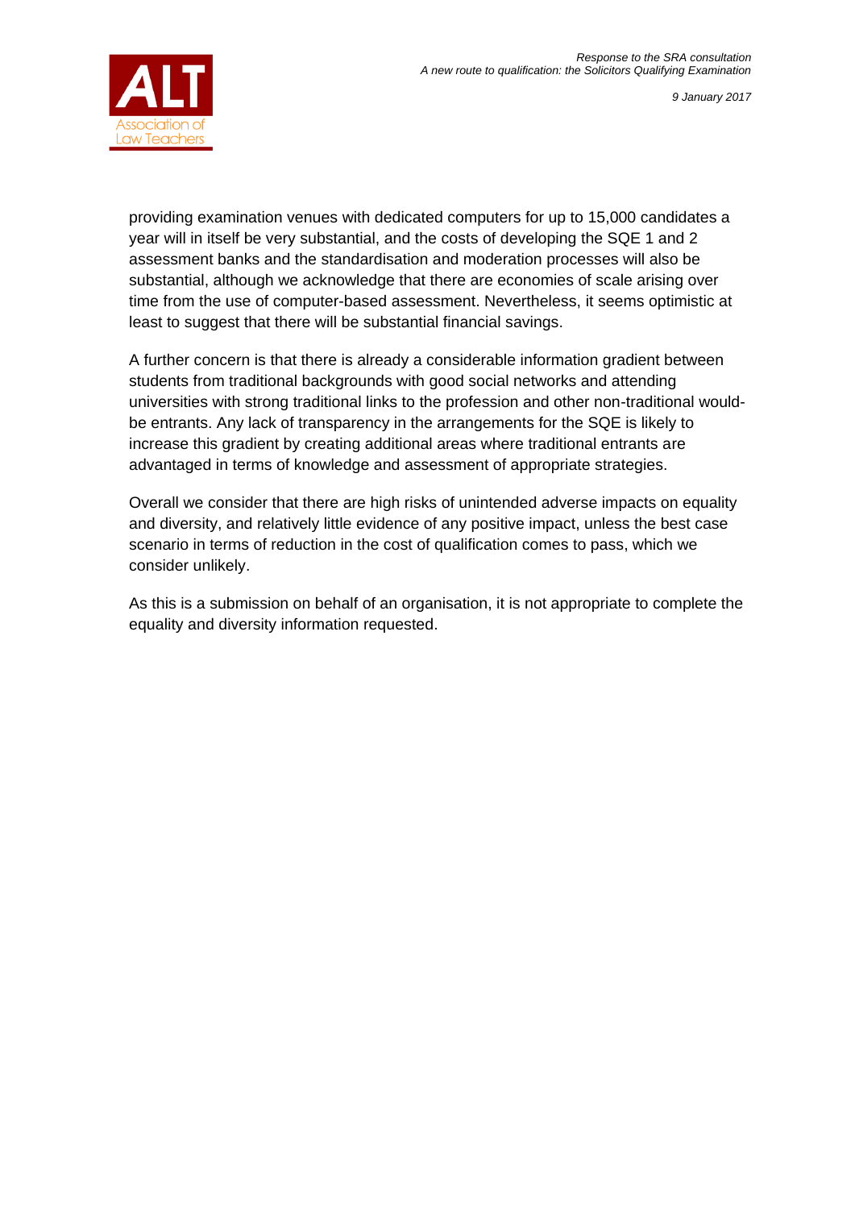providing examination venues with dedicated computers for up to 15,000 candidates a year will in itself be very substantial, and the costs of developing the SQE 1 and 2 assessment banks and the standardisation and moderation processes will also be substantial, although we acknowledge that there are economies of scale arising over time from the use of computer-based assessment. Nevertheless, it seems optimistic at least to suggest that there will be substantial financial savings.

A further concern is that there is already a considerable information gradient between students from traditional backgrounds with good social networks and attending universities with strong traditional links to the profession and other non-traditional would-be entrants. Any lack of transparency in the arrangements for the SQE is likely to increase this gradient by creating additional areas where traditional entrants are advantaged in terms of knowledge and assessment of appropriate strategies.

Overall we consider that there are high risks of unintended adverse impacts on equality and diversity, and relatively little evidence of any positive impact, unless the best case scenario in terms of reduction in the cost of qualification comes to pass, which we consider unlikely.

As this is a submission on behalf of an organisation, it is not appropriate to complete the equality and diversity information requested.